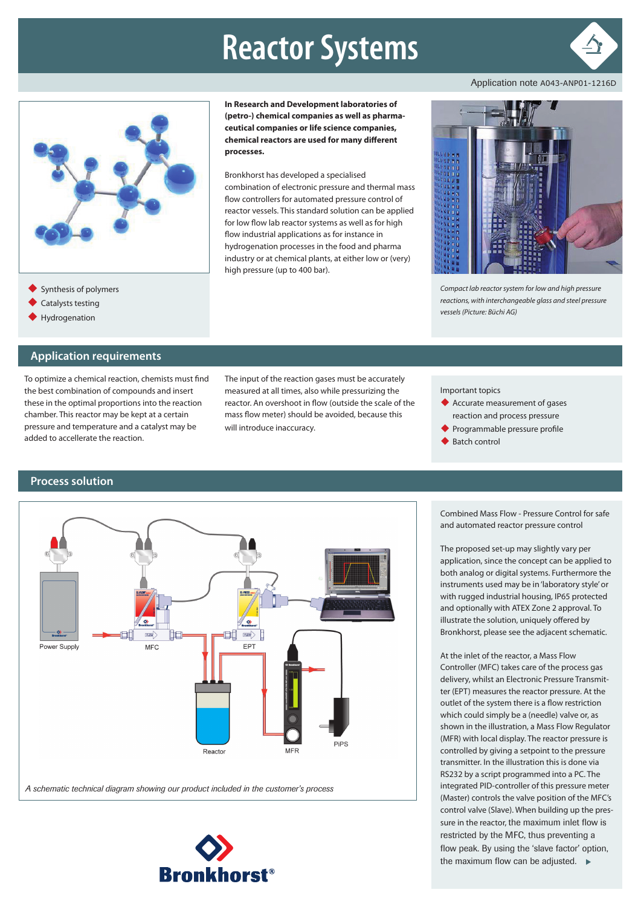# Reactor Systems

Application note A043-ANP01-1216D

**In Research and Development laboratories of (petro-) chemical companies as well as pharmaceutical companies or life science companies, chemical reactors are used for many different processes.**

Bronkhorst has developed a specialised combination of electronic pressure and thermal mass flow controllers for automated pressure control of reactor vessels. This standard solution can be applied for low flow lab reactor systems as well as for high flow industrial applications as for instance in hydrogenation processes in the food and pharma industry or at chemical plants, at either low or (very) high pressure (up to 400 bar).

- Synthesis of polymers
- Catalysts testing
- Hydrogenation

*Compact lab reactor system for low and high pressure reactions, with interchangeable glass and steel pressure vessels (Picture: Büchi AG)*

## Application requirements

To optimize a chemical reaction, chemists must find the best combination of compounds and insert these in the optimal proportions into the reaction chamber. This reactor may be kept at a certain pressure and temperature and a catalyst may be added to accellerate the reaction.

The input of the reaction gases must be accurately measured at all times, also while pressurizing the reactor. An overshoot in flow (outside the scale of the mass flow meter) should be avoided, because this will introduce inaccuracy.

Important topics

- Accurate measurement of gases reaction and process pressure
- Programmable pressure profile
- Batch control

## Process solution

Power Supply MFC EPT Reactor MFR PiPS

*A schematic technical diagram showing our product included in the customer's process*

Combined Mass Flow - Pressure Control for safe and automated reactor pressure control

The proposed set-up may slightly vary per application, since the concept can be applied to both analog or digital systems. Furthermore the instruments used may be in 'laboratory style' or with rugged industrial housing, IP65 protected and optionally with ATEX Zone 2 approval. To illustrate the solution, uniquely offered by Bronkhorst, please see the adjacent schematic.

At the inlet of the reactor, a Mass Flow Controller (MFC) takes care of the process gas delivery, whilst an Electronic Pressure Transmitter (EPT) measures the reactor pressure. At the outlet of the system there is a flow restriction which could simply be a (needle) valve or, as shown in the illustration, a Mass Flow Regulator (MFR) with local display. The reactor pressure is controlled by giving a setpoint to the pressure transmitter. In the illustration this is done via RS232 by a script programmed into a PC. The integrated PID-controller of this pressure meter (Master) controls the valve position of the MFC's control valve (Slave). When building up the pressure in the reactor, the maximum inlet flow is restricted by the MFC, thus preventing a flow peak. By using the 'slave factor' option, the maximum flow can be adjusted. ▶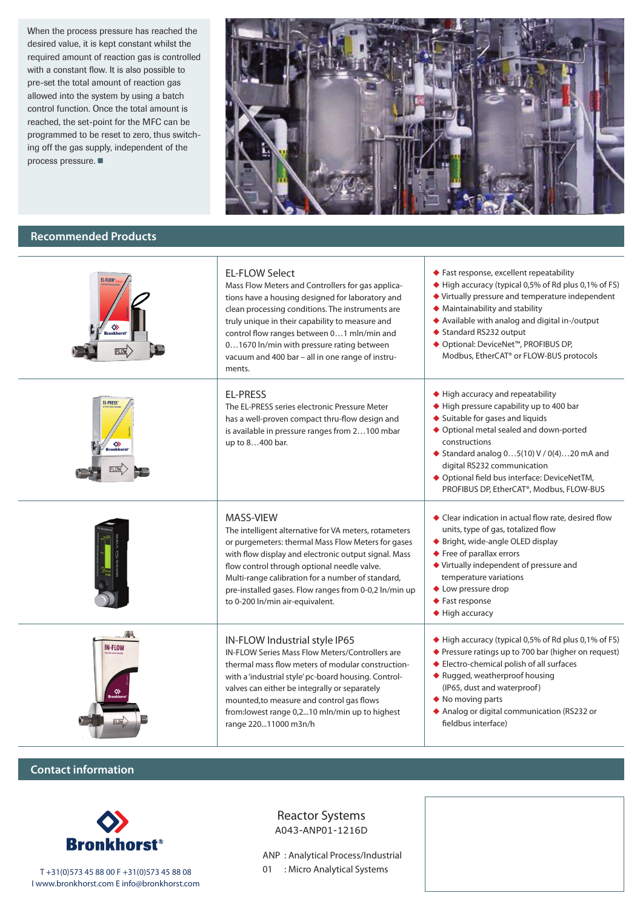When the process pressure has reached the desired value, it is kept constant whilst the required amount of reaction gas is controlled with a constant flow. It is also possible to pre-set the total amount of reaction gas allowed into the system by using a batch control function. Once the total amount is reached, the set-point for the MFC can be programmed to be reset to zero, thus switching off the gas supply, independent of the process pressure. ■

## Recommended Products

| | | |
|---|---|---|
| | **EL-FLOW Select**<br>Mass Flow Meters and Controllers for gas applications have a housing designed for laboratory and clean processing conditions. The instruments are truly unique in their capability to measure and control flow ranges between 0…1 mln/min and 0…1670 ln/min with pressure rating between vacuum and 400 bar – all in one range of instruments. | ◆ Fast response, excellent repeatability<br>◆ High accuracy (typical 0,5% of Rd plus 0,1% of FS)<br>◆ Virtually pressure and temperature independent<br>◆ Maintainability and stability<br>◆ Available with analog and digital in-/output<br>◆ Standard RS232 output<br>◆ Optional: DeviceNet™, PROFIBUS DP, Modbus, EtherCAT® or FLOW-BUS protocols |
| | **EL-PRESS**<br>The EL-PRESS series electronic Pressure Meter has a well-proven compact thru-flow design and is available in pressure ranges from 2…100 mbar up to 8…400 bar. | ◆ High accuracy and repeatability<br>◆ High pressure capability up to 400 bar<br>◆ Suitable for gases and liquids<br>◆ Optional metal sealed and down-ported constructions<br>◆ Standard analog 0…5(10) V / 0(4)…20 mA and digital RS232 communication<br>◆ Optional field bus interface: DeviceNetTM, PROFIBUS DP, EtherCAT®, Modbus, FLOW-BUS |
| | **MASS-VIEW**<br>The intelligent alternative for VA meters, rotameters or purgemeters: thermal Mass Flow Meters for gases with flow display and electronic output signal. Mass flow control through optional needle valve. Multi-range calibration for a number of standard, pre-installed gases. Flow ranges from 0-0,2 ln/min up to 0-200 ln/min air-equivalent. | ◆ Clear indication in actual flow rate, desired flow units, type of gas, totalized flow<br>◆ Bright, wide-angle OLED display<br>◆ Free of parallax errors<br>◆ Virtually independent of pressure and temperature variations<br>◆ Low pressure drop<br>◆ Fast response<br>◆ High accuracy |
| | **IN-FLOW Industrial style IP65**<br>IN-FLOW Series Mass Flow Meters/Controllers are thermal mass flow meters of modular construction-with a 'industrial style' pc-board housing. Control-valves can either be integrally or separately mounted,to measure and control gas flows from:lowest range 0,2...10 mln/min up to highest range 220...11000 m3n/h | ◆ High accuracy (typical 0,5% of Rd plus 0,1% of FS)<br>◆ Pressure ratings up to 700 bar (higher on request)<br>◆ Electro-chemical polish of all surfaces<br>◆ Rugged, weatherproof housing (IP65, dust and waterproof)<br>◆ No moving parts<br>◆ Analog or digital communication (RS232 or fieldbus interface) |

## Contact information

Bronkhorst®

T +31(0)573 45 88 00 F +31(0)573 45 88 08
I www.bronkhorst.com E info@bronkhorst.com

Reactor Systems
A043-ANP01-1216D

ANP : Analytical Process/Industrial
01 : Micro Analytical Systems